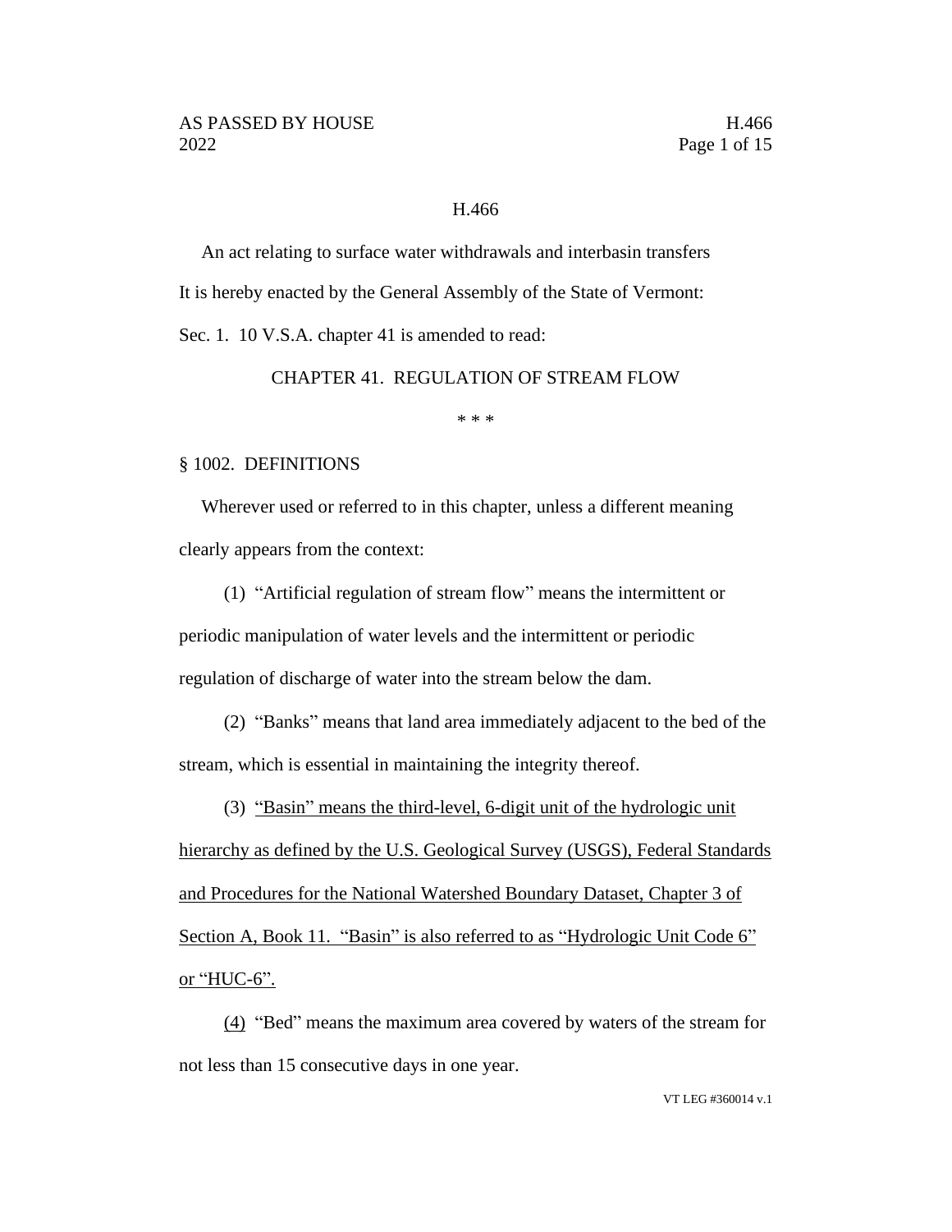# H.466

An act relating to surface water withdrawals and interbasin transfers

It is hereby enacted by the General Assembly of the State of Vermont:

Sec. 1. 10 V.S.A. chapter 41 is amended to read:

## CHAPTER 41. REGULATION OF STREAM FLOW

\* \* \*

### § 1002. DEFINITIONS

Wherever used or referred to in this chapter, unless a different meaning clearly appears from the context:

(1) "Artificial regulation of stream flow" means the intermittent or periodic manipulation of water levels and the intermittent or periodic regulation of discharge of water into the stream below the dam.

(2) "Banks" means that land area immediately adjacent to the bed of the stream, which is essential in maintaining the integrity thereof.

(3) <u>"Basin" means the third-level, 6-digit unit of the hydrologic unit hierarchy as defined by the U.S. Geological Survey (USGS), Federal Standards and Procedures for the National Watershed Boundary Dataset, Chapter 3 of Section A, Book 11. "Basin" is also referred to as "Hydrologic Unit Code 6" or "HUC-6".</u>

<u>(4)</u> "Bed" means the maximum area covered by waters of the stream for not less than 15 consecutive days in one year.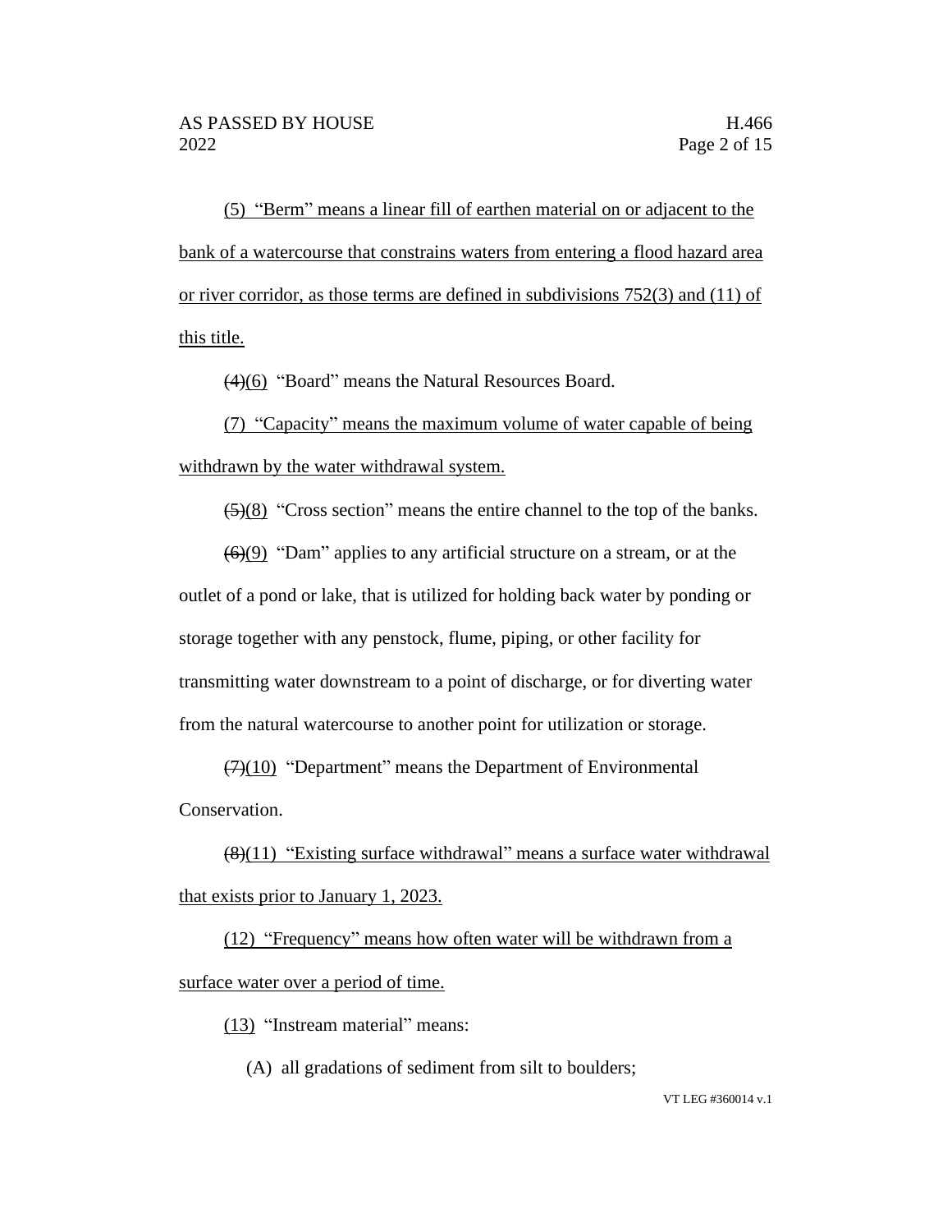(5) "Berm" means a linear fill of earthen material on or adjacent to the bank of a watercourse that constrains waters from entering a flood hazard area or river corridor, as those terms are defined in subdivisions 752(3) and (11) of this title.

~~(4)~~(6) "Board" means the Natural Resources Board.

(7) "Capacity" means the maximum volume of water capable of being withdrawn by the water withdrawal system.

~~(5)~~(8) "Cross section" means the entire channel to the top of the banks.

~~(6)~~(9) "Dam" applies to any artificial structure on a stream, or at the outlet of a pond or lake, that is utilized for holding back water by ponding or storage together with any penstock, flume, piping, or other facility for transmitting water downstream to a point of discharge, or for diverting water from the natural watercourse to another point for utilization or storage.

~~(7)~~(10) "Department" means the Department of Environmental Conservation.

~~(8)~~(11) "Existing surface withdrawal" means a surface water withdrawal that exists prior to January 1, 2023.

(12) "Frequency" means how often water will be withdrawn from a surface water over a period of time.

(13) "Instream material" means:

(A) all gradations of sediment from silt to boulders;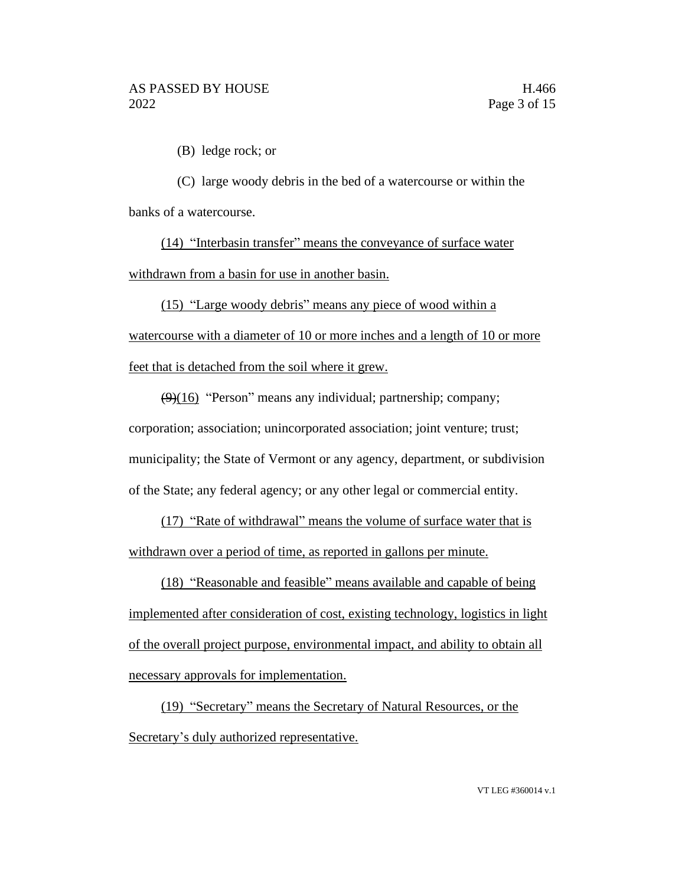(B) ledge rock; or

(C) large woody debris in the bed of a watercourse or within the banks of a watercourse.

<u>(14) "Interbasin transfer" means the conveyance of surface water withdrawn from a basin for use in another basin.</u>

<u>(15) "Large woody debris" means any piece of wood within a watercourse with a diameter of 10 or more inches and a length of 10 or more feet that is detached from the soil where it grew.</u>

~~(9)~~<u>(16)</u> "Person" means any individual; partnership; company; corporation; association; unincorporated association; joint venture; trust; municipality; the State of Vermont or any agency, department, or subdivision of the State; any federal agency; or any other legal or commercial entity.

<u>(17) "Rate of withdrawal" means the volume of surface water that is withdrawn over a period of time, as reported in gallons per minute.</u>

<u>(18) "Reasonable and feasible" means available and capable of being implemented after consideration of cost, existing technology, logistics in light of the overall project purpose, environmental impact, and ability to obtain all necessary approvals for implementation.</u>

<u>(19) "Secretary" means the Secretary of Natural Resources, or the Secretary's duly authorized representative.</u>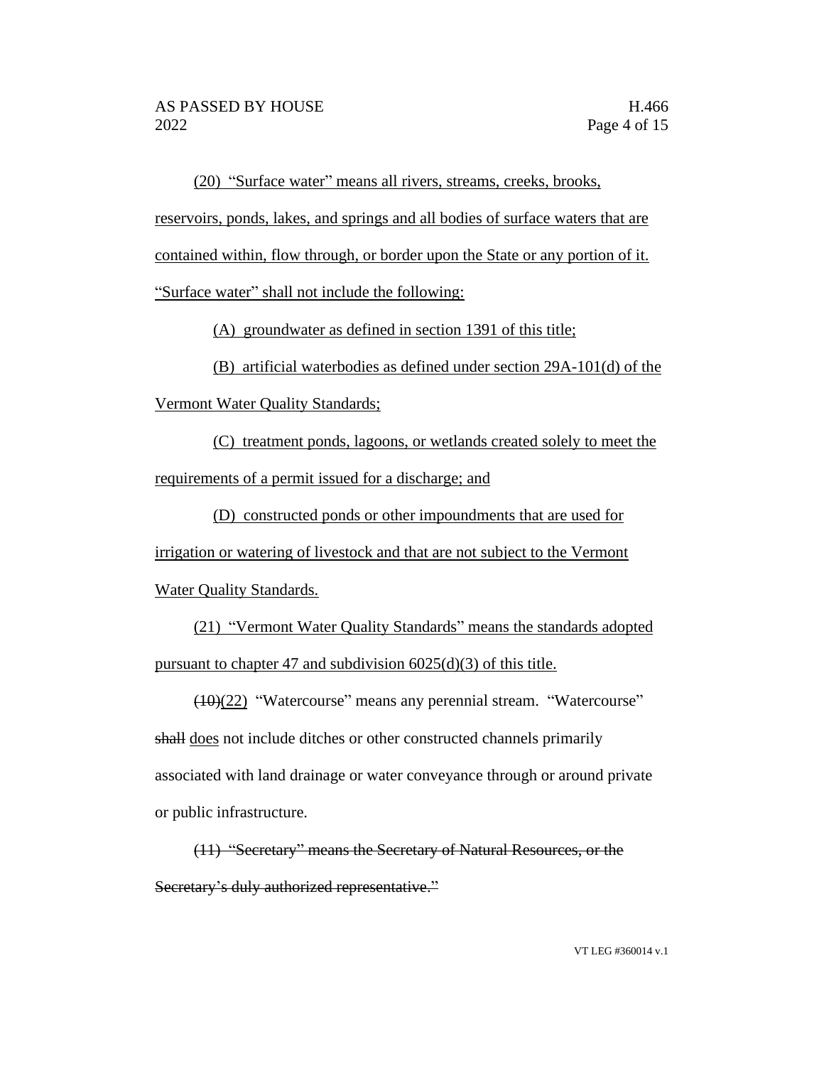(20) "Surface water" means all rivers, streams, creeks, brooks, reservoirs, ponds, lakes, and springs and all bodies of surface waters that are contained within, flow through, or border upon the State or any portion of it. "Surface water" shall not include the following:

(A) groundwater as defined in section 1391 of this title;

(B) artificial waterbodies as defined under section 29A-101(d) of the Vermont Water Quality Standards;

(C) treatment ponds, lagoons, or wetlands created solely to meet the requirements of a permit issued for a discharge; and

(D) constructed ponds or other impoundments that are used for irrigation or watering of livestock and that are not subject to the Vermont Water Quality Standards.

(21) "Vermont Water Quality Standards" means the standards adopted pursuant to chapter 47 and subdivision 6025(d)(3) of this title.

~~(10)~~(22) "Watercourse" means any perennial stream. "Watercourse" ~~shall~~ does not include ditches or other constructed channels primarily associated with land drainage or water conveyance through or around private or public infrastructure.

~~(11) "Secretary" means the Secretary of Natural Resources, or the Secretary's duly authorized representative."~~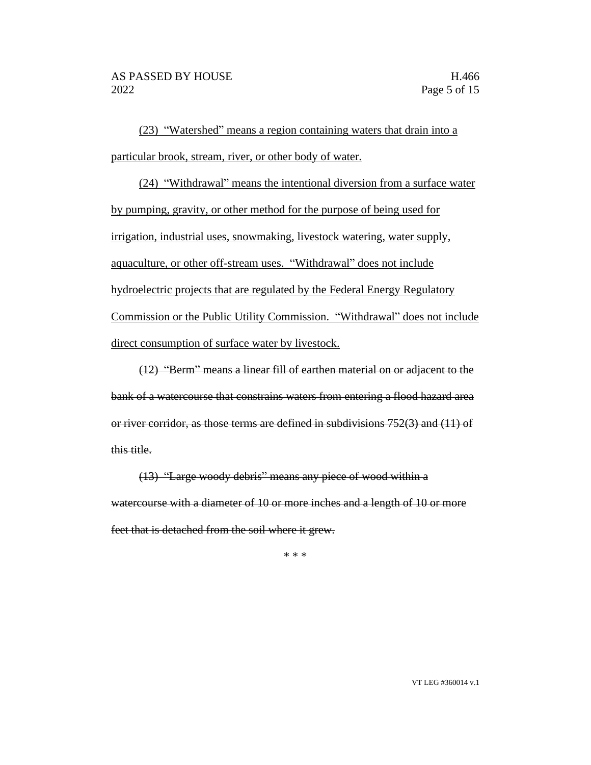(23) "Watershed" means a region containing waters that drain into a particular brook, stream, river, or other body of water.

(24) "Withdrawal" means the intentional diversion from a surface water by pumping, gravity, or other method for the purpose of being used for irrigation, industrial uses, snowmaking, livestock watering, water supply, aquaculture, or other off-stream uses. "Withdrawal" does not include hydroelectric projects that are regulated by the Federal Energy Regulatory Commission or the Public Utility Commission. "Withdrawal" does not include direct consumption of surface water by livestock.

~~(12) "Berm" means a linear fill of earthen material on or adjacent to the bank of a watercourse that constrains waters from entering a flood hazard area or river corridor, as those terms are defined in subdivisions 752(3) and (11) of this title.~~

~~(13) "Large woody debris" means any piece of wood within a watercourse with a diameter of 10 or more inches and a length of 10 or more feet that is detached from the soil where it grew.~~

\* \* \*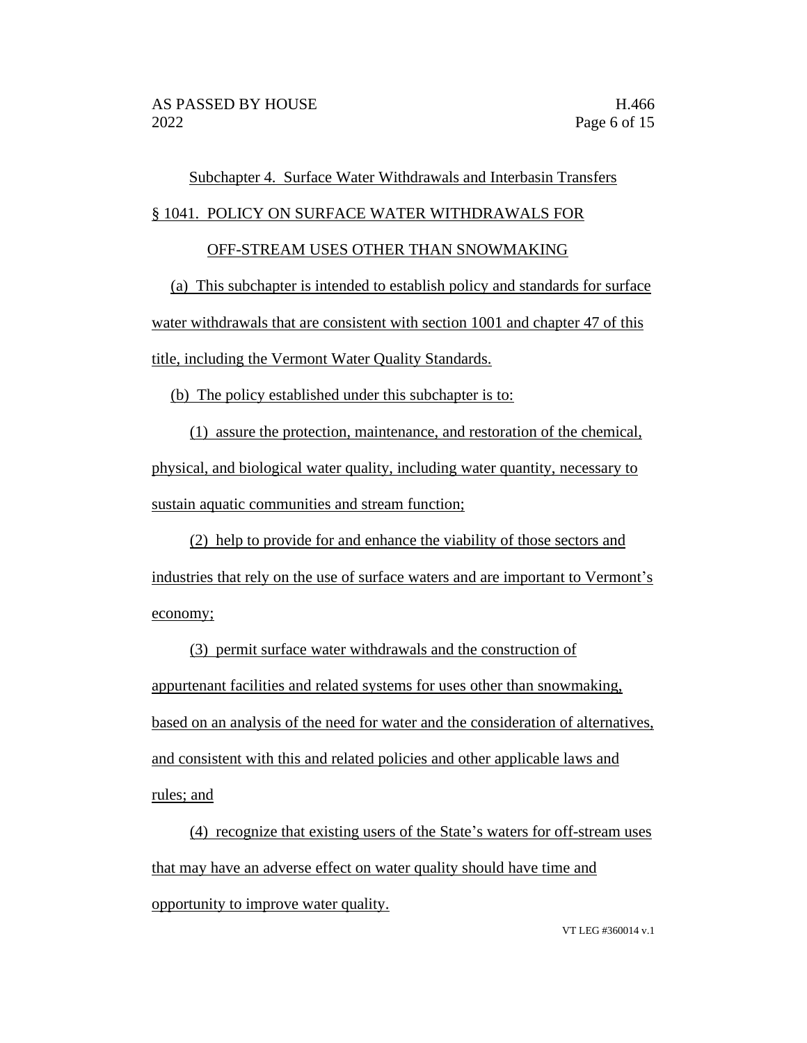Subchapter 4. Surface Water Withdrawals and Interbasin Transfers

§ 1041. POLICY ON SURFACE WATER WITHDRAWALS FOR OFF-STREAM USES OTHER THAN SNOWMAKING

(a) This subchapter is intended to establish policy and standards for surface water withdrawals that are consistent with section 1001 and chapter 47 of this title, including the Vermont Water Quality Standards.

(b) The policy established under this subchapter is to:

(1) assure the protection, maintenance, and restoration of the chemical, physical, and biological water quality, including water quantity, necessary to sustain aquatic communities and stream function;

(2) help to provide for and enhance the viability of those sectors and industries that rely on the use of surface waters and are important to Vermont's economy;

(3) permit surface water withdrawals and the construction of appurtenant facilities and related systems for uses other than snowmaking, based on an analysis of the need for water and the consideration of alternatives, and consistent with this and related policies and other applicable laws and rules; and

(4) recognize that existing users of the State's waters for off-stream uses that may have an adverse effect on water quality should have time and opportunity to improve water quality.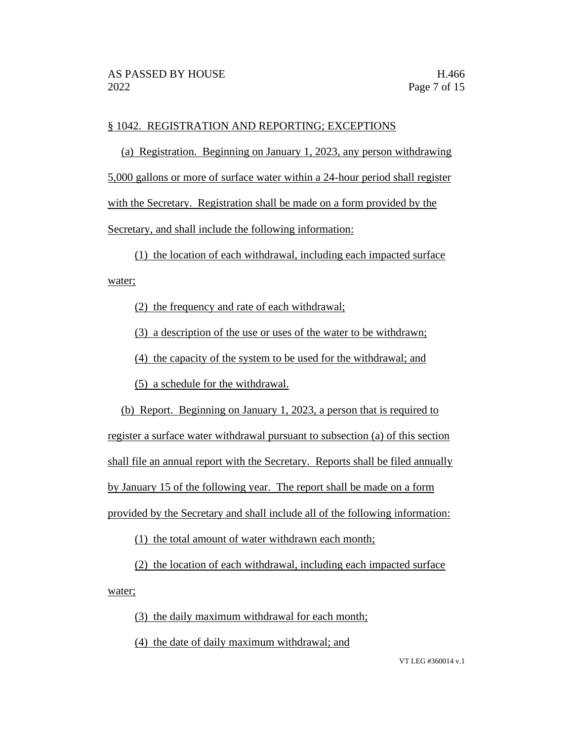§ 1042. REGISTRATION AND REPORTING; EXCEPTIONS

(a) Registration. Beginning on January 1, 2023, any person withdrawing 5,000 gallons or more of surface water within a 24-hour period shall register with the Secretary. Registration shall be made on a form provided by the Secretary, and shall include the following information:

(1) the location of each withdrawal, including each impacted surface water;

(2) the frequency and rate of each withdrawal;

(3) a description of the use or uses of the water to be withdrawn;

(4) the capacity of the system to be used for the withdrawal; and

(5) a schedule for the withdrawal.

(b) Report. Beginning on January 1, 2023, a person that is required to register a surface water withdrawal pursuant to subsection (a) of this section shall file an annual report with the Secretary. Reports shall be filed annually by January 15 of the following year. The report shall be made on a form provided by the Secretary and shall include all of the following information:

(1) the total amount of water withdrawn each month;

(2) the location of each withdrawal, including each impacted surface water;

(3) the daily maximum withdrawal for each month;

(4) the date of daily maximum withdrawal; and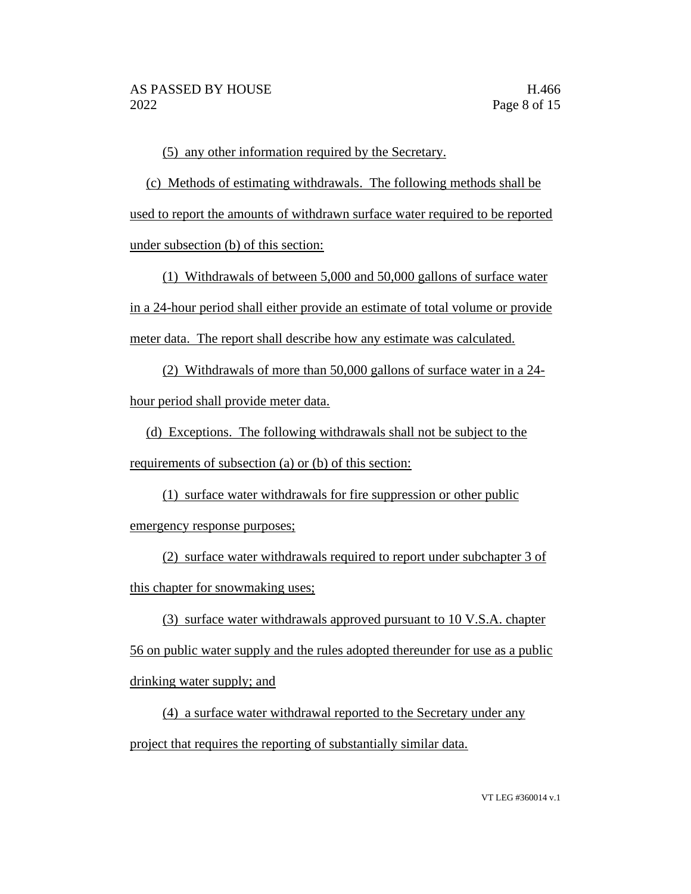(5) any other information required by the Secretary.

(c) Methods of estimating withdrawals. The following methods shall be used to report the amounts of withdrawn surface water required to be reported under subsection (b) of this section:

(1) Withdrawals of between 5,000 and 50,000 gallons of surface water in a 24-hour period shall either provide an estimate of total volume or provide meter data. The report shall describe how any estimate was calculated.

(2) Withdrawals of more than 50,000 gallons of surface water in a 24-hour period shall provide meter data.

(d) Exceptions. The following withdrawals shall not be subject to the requirements of subsection (a) or (b) of this section:

(1) surface water withdrawals for fire suppression or other public emergency response purposes;

(2) surface water withdrawals required to report under subchapter 3 of this chapter for snowmaking uses;

(3) surface water withdrawals approved pursuant to 10 V.S.A. chapter 56 on public water supply and the rules adopted thereunder for use as a public drinking water supply; and

(4) a surface water withdrawal reported to the Secretary under any project that requires the reporting of substantially similar data.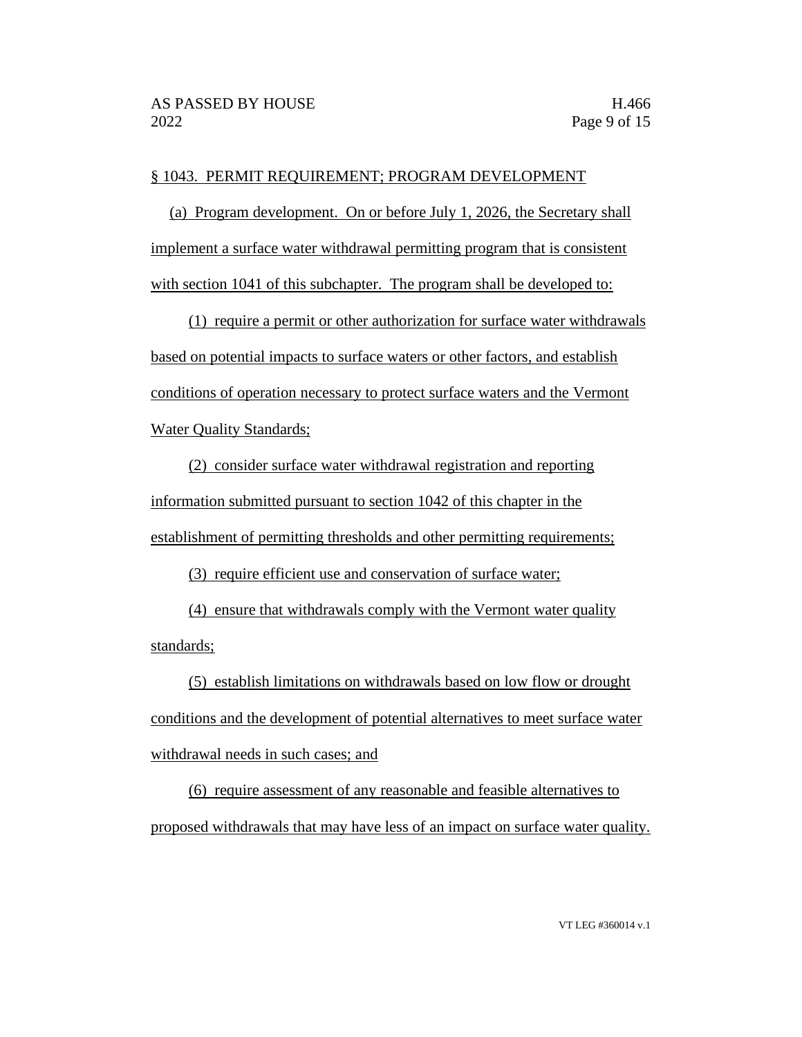§ 1043. PERMIT REQUIREMENT; PROGRAM DEVELOPMENT

(a) Program development. On or before July 1, 2026, the Secretary shall implement a surface water withdrawal permitting program that is consistent with section 1041 of this subchapter. The program shall be developed to:

(1) require a permit or other authorization for surface water withdrawals based on potential impacts to surface waters or other factors, and establish conditions of operation necessary to protect surface waters and the Vermont Water Quality Standards;

(2) consider surface water withdrawal registration and reporting information submitted pursuant to section 1042 of this chapter in the establishment of permitting thresholds and other permitting requirements;

(3) require efficient use and conservation of surface water;

(4) ensure that withdrawals comply with the Vermont water quality standards;

(5) establish limitations on withdrawals based on low flow or drought conditions and the development of potential alternatives to meet surface water withdrawal needs in such cases; and

(6) require assessment of any reasonable and feasible alternatives to proposed withdrawals that may have less of an impact on surface water quality.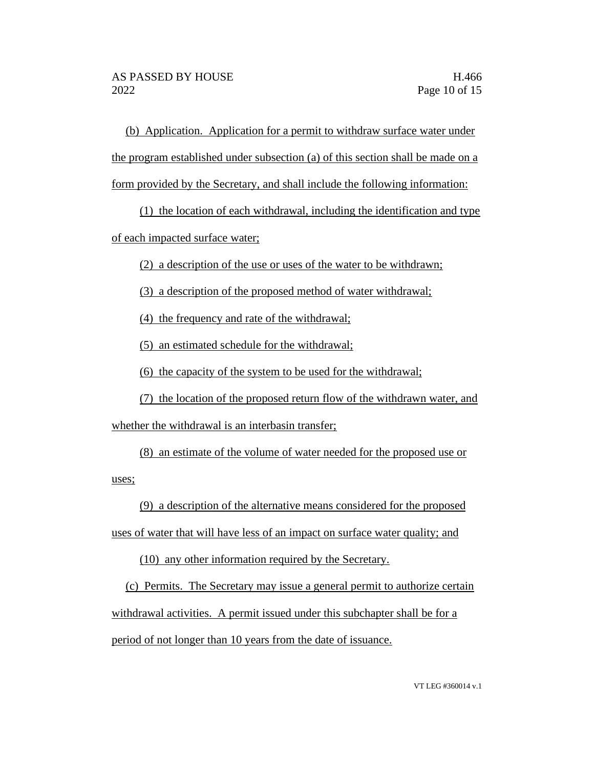(b) Application. Application for a permit to withdraw surface water under the program established under subsection (a) of this section shall be made on a form provided by the Secretary, and shall include the following information:

(1) the location of each withdrawal, including the identification and type of each impacted surface water;

(2) a description of the use or uses of the water to be withdrawn;

(3) a description of the proposed method of water withdrawal;

(4) the frequency and rate of the withdrawal;

(5) an estimated schedule for the withdrawal;

(6) the capacity of the system to be used for the withdrawal;

(7) the location of the proposed return flow of the withdrawn water, and whether the withdrawal is an interbasin transfer;

(8) an estimate of the volume of water needed for the proposed use or uses;

(9) a description of the alternative means considered for the proposed uses of water that will have less of an impact on surface water quality; and

(10) any other information required by the Secretary.

(c) Permits. The Secretary may issue a general permit to authorize certain withdrawal activities. A permit issued under this subchapter shall be for a period of not longer than 10 years from the date of issuance.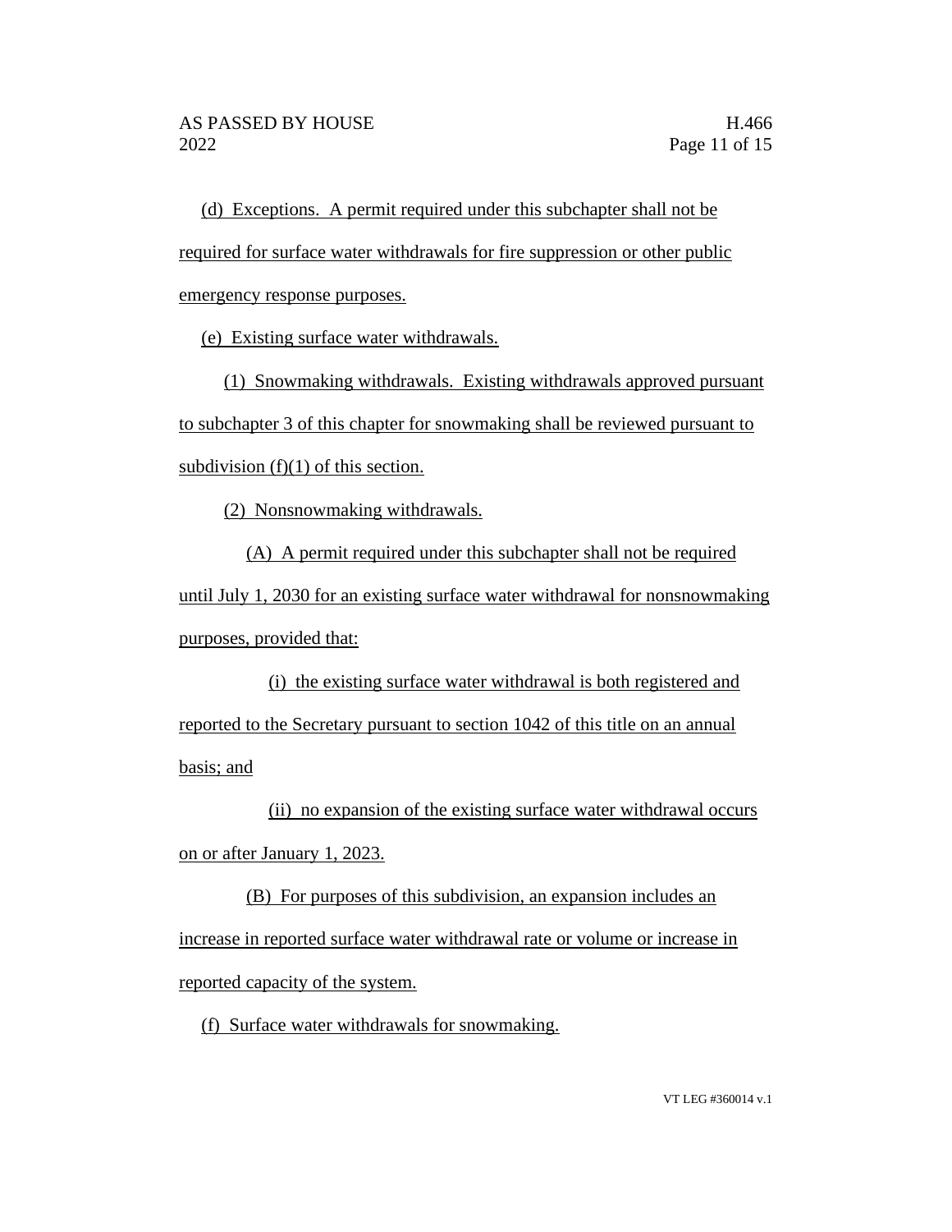(d) Exceptions. A permit required under this subchapter shall not be required for surface water withdrawals for fire suppression or other public emergency response purposes.

(e) Existing surface water withdrawals.

(1) Snowmaking withdrawals. Existing withdrawals approved pursuant to subchapter 3 of this chapter for snowmaking shall be reviewed pursuant to subdivision (f)(1) of this section.

(2) Nonsnowmaking withdrawals.

(A) A permit required under this subchapter shall not be required until July 1, 2030 for an existing surface water withdrawal for nonsnowmaking purposes, provided that:

(i) the existing surface water withdrawal is both registered and reported to the Secretary pursuant to section 1042 of this title on an annual basis; and

(ii) no expansion of the existing surface water withdrawal occurs on or after January 1, 2023.

(B) For purposes of this subdivision, an expansion includes an increase in reported surface water withdrawal rate or volume or increase in reported capacity of the system.

(f) Surface water withdrawals for snowmaking.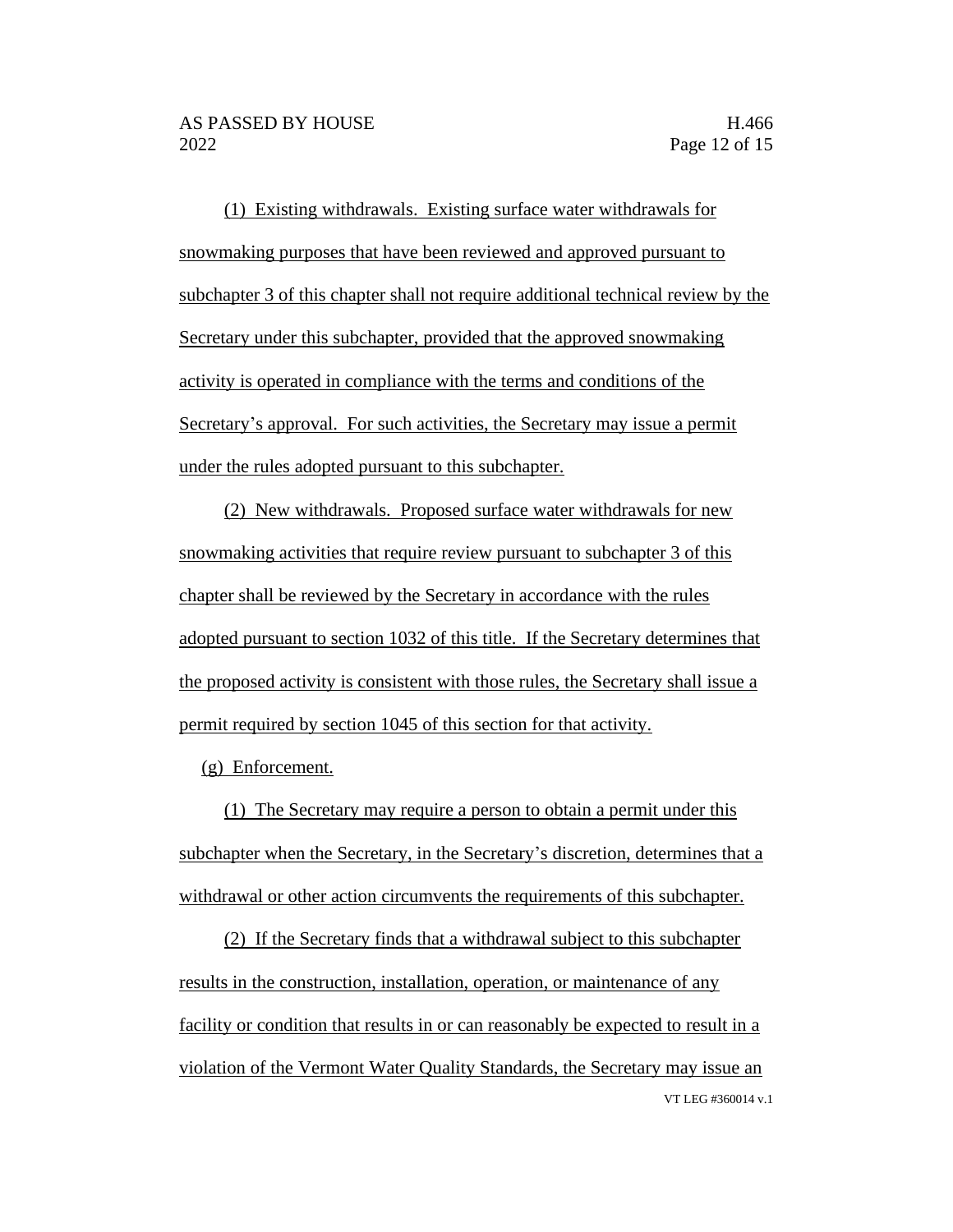(1) Existing withdrawals. Existing surface water withdrawals for snowmaking purposes that have been reviewed and approved pursuant to subchapter 3 of this chapter shall not require additional technical review by the Secretary under this subchapter, provided that the approved snowmaking activity is operated in compliance with the terms and conditions of the Secretary's approval. For such activities, the Secretary may issue a permit under the rules adopted pursuant to this subchapter.

(2) New withdrawals. Proposed surface water withdrawals for new snowmaking activities that require review pursuant to subchapter 3 of this chapter shall be reviewed by the Secretary in accordance with the rules adopted pursuant to section 1032 of this title. If the Secretary determines that the proposed activity is consistent with those rules, the Secretary shall issue a permit required by section 1045 of this section for that activity.

(g) Enforcement.

(1) The Secretary may require a person to obtain a permit under this subchapter when the Secretary, in the Secretary's discretion, determines that a withdrawal or other action circumvents the requirements of this subchapter.

(2) If the Secretary finds that a withdrawal subject to this subchapter results in the construction, installation, operation, or maintenance of any facility or condition that results in or can reasonably be expected to result in a violation of the Vermont Water Quality Standards, the Secretary may issue an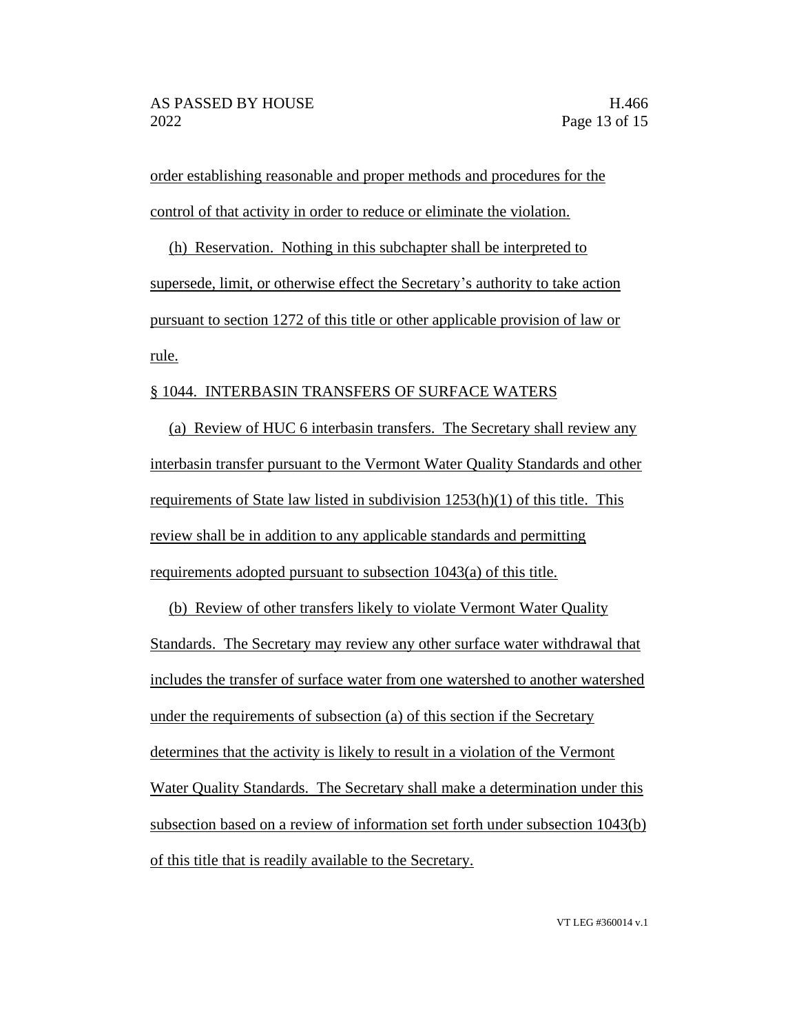order establishing reasonable and proper methods and procedures for the control of that activity in order to reduce or eliminate the violation.

(h) Reservation. Nothing in this subchapter shall be interpreted to supersede, limit, or otherwise effect the Secretary's authority to take action pursuant to section 1272 of this title or other applicable provision of law or rule.

§ 1044. INTERBASIN TRANSFERS OF SURFACE WATERS

(a) Review of HUC 6 interbasin transfers. The Secretary shall review any interbasin transfer pursuant to the Vermont Water Quality Standards and other requirements of State law listed in subdivision 1253(h)(1) of this title. This review shall be in addition to any applicable standards and permitting requirements adopted pursuant to subsection 1043(a) of this title.

(b) Review of other transfers likely to violate Vermont Water Quality Standards. The Secretary may review any other surface water withdrawal that includes the transfer of surface water from one watershed to another watershed under the requirements of subsection (a) of this section if the Secretary determines that the activity is likely to result in a violation of the Vermont Water Quality Standards. The Secretary shall make a determination under this subsection based on a review of information set forth under subsection 1043(b) of this title that is readily available to the Secretary.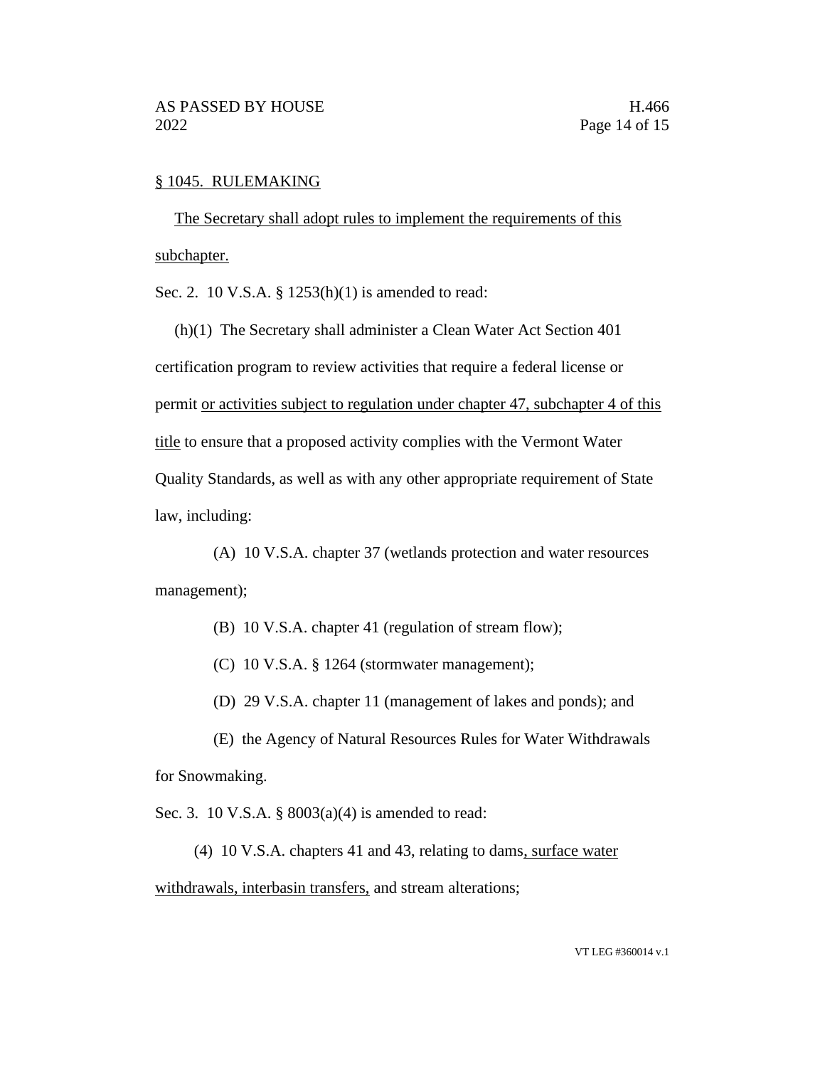§ 1045. RULEMAKING

The Secretary shall adopt rules to implement the requirements of this subchapter.

Sec. 2. 10 V.S.A. § 1253(h)(1) is amended to read:

(h)(1) The Secretary shall administer a Clean Water Act Section 401 certification program to review activities that require a federal license or permit or activities subject to regulation under chapter 47, subchapter 4 of this title to ensure that a proposed activity complies with the Vermont Water Quality Standards, as well as with any other appropriate requirement of State law, including:

(A) 10 V.S.A. chapter 37 (wetlands protection and water resources management);

(B) 10 V.S.A. chapter 41 (regulation of stream flow);

(C) 10 V.S.A. § 1264 (stormwater management);

(D) 29 V.S.A. chapter 11 (management of lakes and ponds); and

(E) the Agency of Natural Resources Rules for Water Withdrawals for Snowmaking.

Sec. 3. 10 V.S.A. § 8003(a)(4) is amended to read:

(4) 10 V.S.A. chapters 41 and 43, relating to dams, surface water withdrawals, interbasin transfers, and stream alterations;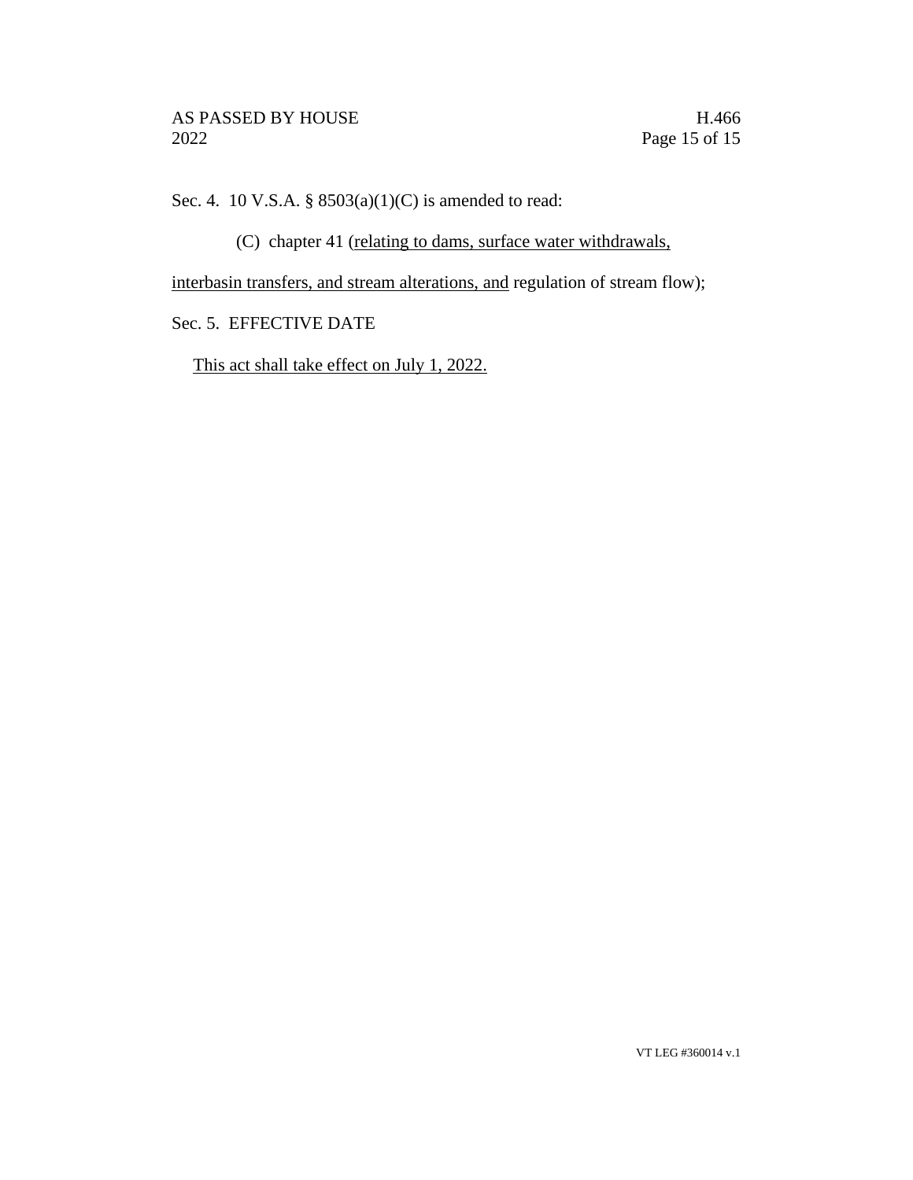Sec. 4. 10 V.S.A. § 8503(a)(1)(C) is amended to read:

(C) chapter 41 (<u>relating to dams, surface water withdrawals, interbasin transfers, and stream alterations, and</u> regulation of stream flow);

Sec. 5. EFFECTIVE DATE

<u>This act shall take effect on July 1, 2022.</u>

VT LEG #360014 v.1